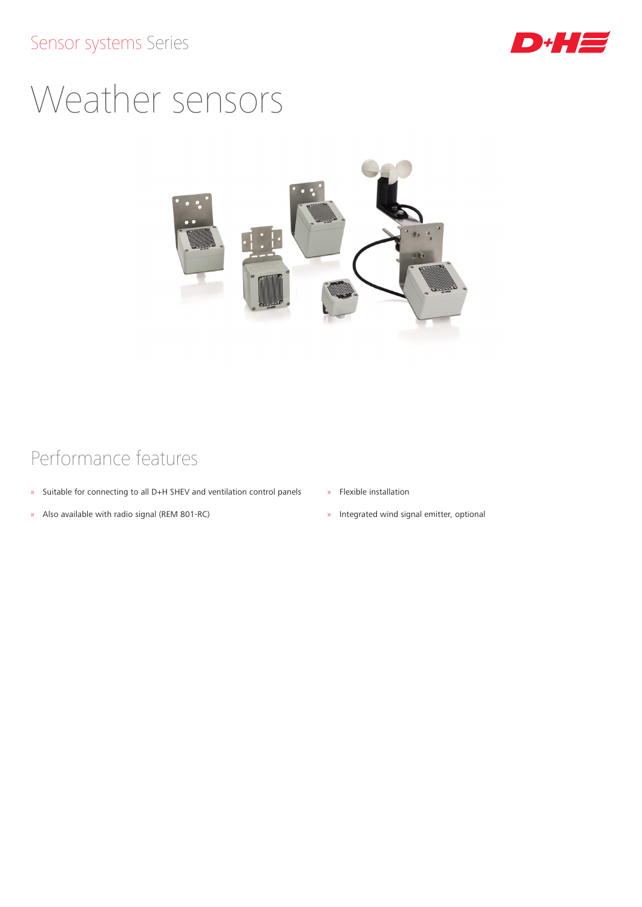Sensor systems Series

# Weather sensors

## Performance features

- Suitable for connecting to all D+H SHEV and ventilation control panels
- Also available with radio signal (REM 801-RC)
- Flexible installation
- Integrated wind signal emitter, optional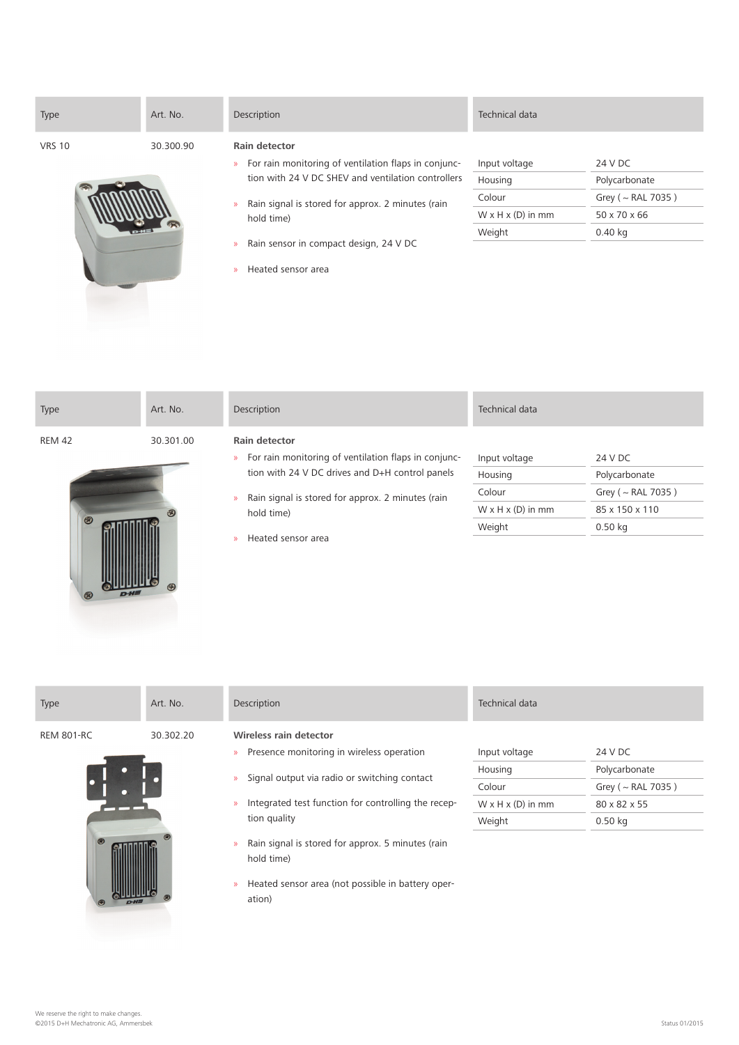| Type | Art. No. | Description | Technical data | |
|---|---|---|---|---|
| VRS 10 | 30.300.90 | **Rain detector** | | |

- For rain monitoring of ventilation flaps in conjunction with 24 V DC SHEV and ventilation controllers
- Rain signal is stored for approx. 2 minutes (rain hold time)
- Rain sensor in compact design, 24 V DC
- Heated sensor area

| Technical data | |
|---|---|
| Input voltage | 24 V DC |
| Housing | Polycarbonate |
| Colour | Grey ( ~ RAL 7035 ) |
| W x H x (D) in mm | 50 x 70 x 66 |
| Weight | 0.40 kg |

| Type | Art. No. | Description | Technical data | |
|---|---|---|---|---|
| REM 42 | 30.301.00 | **Rain detector** | | |

- For rain monitoring of ventilation flaps in conjunction with 24 V DC drives and D+H control panels
- Rain signal is stored for approx. 2 minutes (rain hold time)
- Heated sensor area

| Technical data | |
|---|---|
| Input voltage | 24 V DC |
| Housing | Polycarbonate |
| Colour | Grey ( ~ RAL 7035 ) |
| W x H x (D) in mm | 85 x 150 x 110 |
| Weight | 0.50 kg |

| Type | Art. No. | Description | Technical data | |
|---|---|---|---|---|
| REM 801-RC | 30.302.20 | **Wireless rain detector** | | |

- Presence monitoring in wireless operation
- Signal output via radio or switching contact
- Integrated test function for controlling the reception quality
- Rain signal is stored for approx. 5 minutes (rain hold time)
- Heated sensor area (not possible in battery operation)

| Technical data | |
|---|---|
| Input voltage | 24 V DC |
| Housing | Polycarbonate |
| Colour | Grey ( ~ RAL 7035 ) |
| W x H x (D) in mm | 80 x 82 x 55 |
| Weight | 0.50 kg |

We reserve the right to make changes.
©2015 D+H Mechatronic AG, Ammersbek

Status 01/2015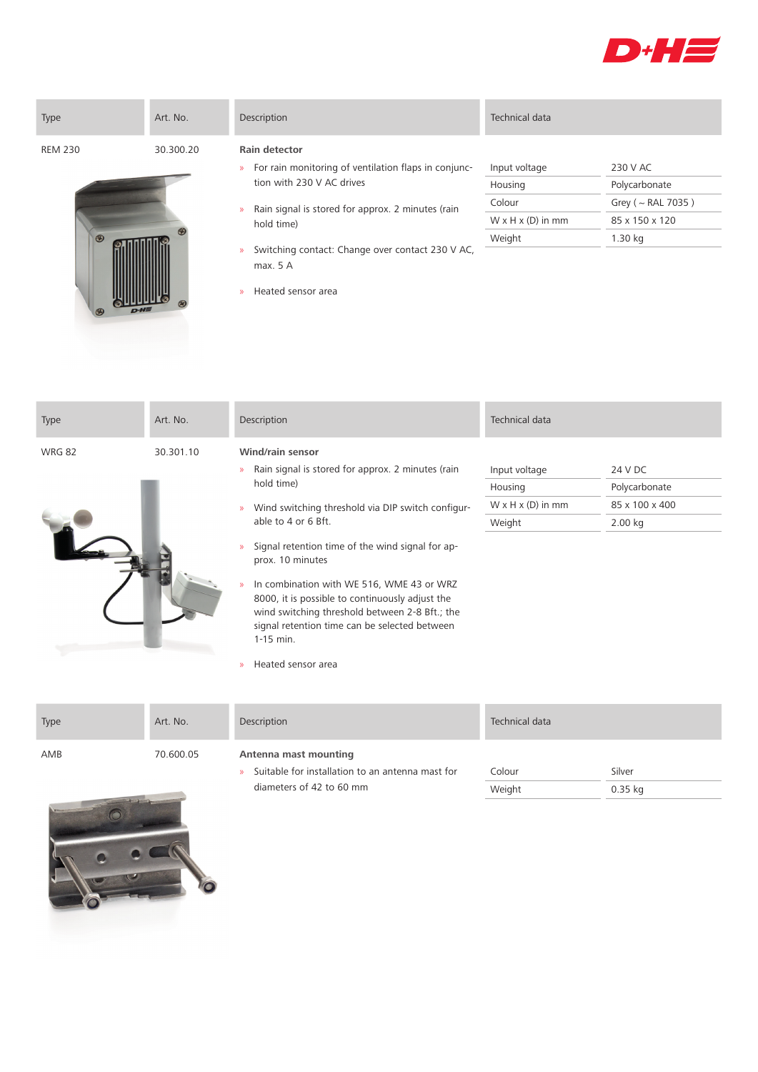| Type | Art. No. | Description | Technical data |
|---|---|---|---|
| REM 230 | 30.300.20 | **Rain detector** | |

**Rain detector**

- For rain monitoring of ventilation flaps in conjunction with 230 V AC drives
- Rain signal is stored for approx. 2 minutes (rain hold time)
- Switching contact: Change over contact 230 V AC, max. 5 A
- Heated sensor area

| | |
|---|---|
| Input voltage | 230 V AC |
| Housing | Polycarbonate |
| Colour | Grey ( ~ RAL 7035 ) |
| W x H x (D) in mm | 85 x 150 x 120 |
| Weight | 1.30 kg |

| Type | Art. No. | Description | Technical data |
|---|---|---|---|
| WRG 82 | 30.301.10 | **Wind/rain sensor** | |

**Wind/rain sensor**

- Rain signal is stored for approx. 2 minutes (rain hold time)
- Wind switching threshold via DIP switch configurable to 4 or 6 Bft.
- Signal retention time of the wind signal for approx. 10 minutes
- In combination with WE 516, WME 43 or WRZ 8000, it is possible to continuously adjust the wind switching threshold between 2-8 Bft.; the signal retention time can be selected between 1-15 min.
- Heated sensor area

| | |
|---|---|
| Input voltage | 24 V DC |
| Housing | Polycarbonate |
| W x H x (D) in mm | 85 x 100 x 400 |
| Weight | 2.00 kg |

| Type | Art. No. | Description | Technical data |
|---|---|---|---|
| AMB | 70.600.05 | **Antenna mast mounting** | |

**Antenna mast mounting**

- Suitable for installation to an antenna mast for diameters of 42 to 60 mm

| | |
|---|---|
| Colour | Silver |
| Weight | 0.35 kg |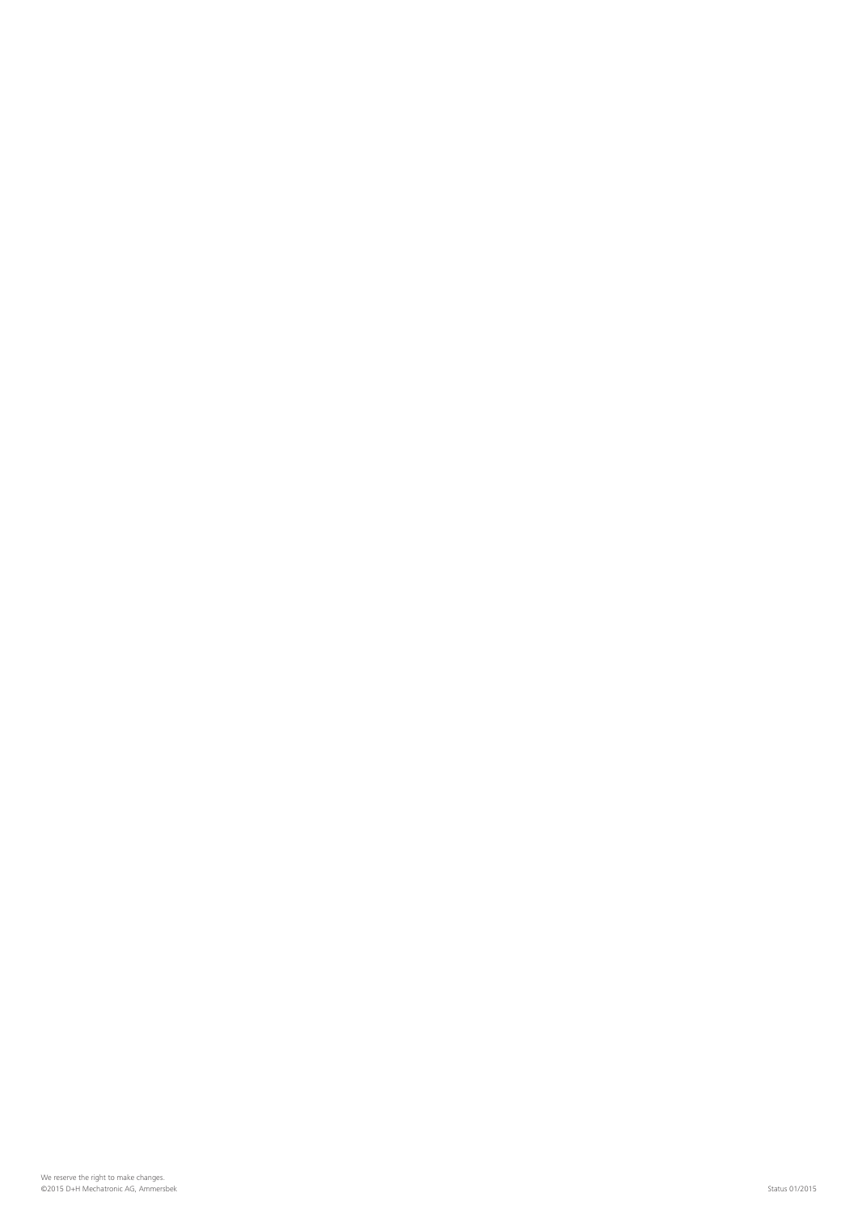We reserve the right to make changes.
©2015 D+H Mechatronic AG, Ammersbek

Status 01/2015